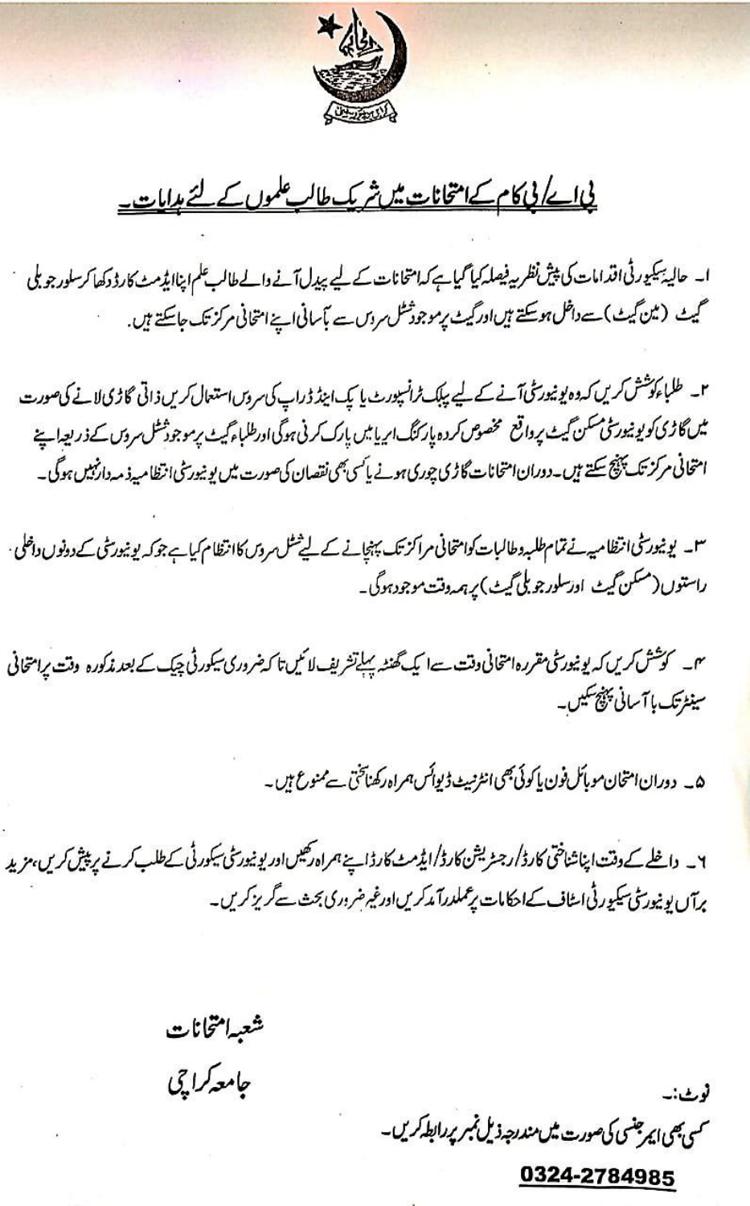## بی اے/ بی کام کے امتحانات میں شریک طالب علموں کے لئے ہدایات۔

۱۔ حالیہ سیکیورٹی اقدامات کی پیش نظر یہ فیصلہ کیا گیا ہے کہ امتحانات کے لیے پیدل آنے والے طالب علم اپنا ایڈمٹ کارڈ دکھا کر سلور جوبلی گیٹ (مین گیٹ) سے داخل ہوسکتے ہیں اور گیٹ پر موجود شٹل سروس سے بآسانی اپنے امتحانی مرکز تک جاسکتے ہیں۔

۲۔ طلباء کوشش کریں کہ وہ یونیورسٹی آنے کے لیے پبلک ٹرانسپورٹ یا پک اینڈ ڈراپ کی سروس استعمال کریں ذاتی گاڑی لانے کی صورت میں گاڑی کو یونیورسٹی مسکن گیٹ پر واقع مخصوص کردہ پارکنگ ایریا میں پارک کرنی ہوگی اور طلباء گیٹ پر موجود شٹل سروس کے ذریعہ اپنے امتحانی مرکز تک پہنچ سکتے ہیں۔ دوران امتحانات گاڑی چوری ہونے یا کسی بھی نقصان کی صورت میں یونیورسٹی انتظامیہ ذمہ دار نہیں ہوگی۔

۳۔ یونیورسٹی انتظامیہ نے تمام طلبہ وطالبات کو امتحانی مراکز تک پہنچانے کے لیے شٹل سروس کا انتظام کیا ہے جو کہ یونیورسٹی کے دونوں داخلی راستوں (مسکن گیٹ اور سلور جوبلی گیٹ) پر ہمہ وقت موجود ہوگی۔

۴۔ کوشش کریں کہ یونیورسٹی مقررہ امتحانی وقت سے ایک گھنٹہ پہلے تشریف لائیں تا کہ ضروری سیکورٹی چیک کے بعد مذکورہ وقت پر امتحانی سینٹر تک باآسانی پہنچ سکیں۔

۵۔ دوران امتحان موبائل فون یا کوئی بھی انٹرنیٹ ڈیوائس ہمراہ رکھنا سختی سے ممنوع ہیں۔

۶۔ داخلے کے وقت اپنا شناختی کارڈ/ رجسٹریشن کارڈ/ ایڈمٹ کارڈ اپنے ہمراہ رکھیں اور یونیورسٹی سیکورٹی کے طلب کرنے پر پیش کریں، مزید برآں یونیورسٹی سیکورٹی اسٹاف کے احکامات پر عملدرآمد کریں اور غیر ضروری بحث سے گریز کریں۔

شعبہ امتحانات

جامعہ کراچی

نوٹ:۔

کسی بھی ایمرجنسی کی صورت میں مندرجہ ذیل نمبر پر رابطہ کریں۔

**0324-2784985**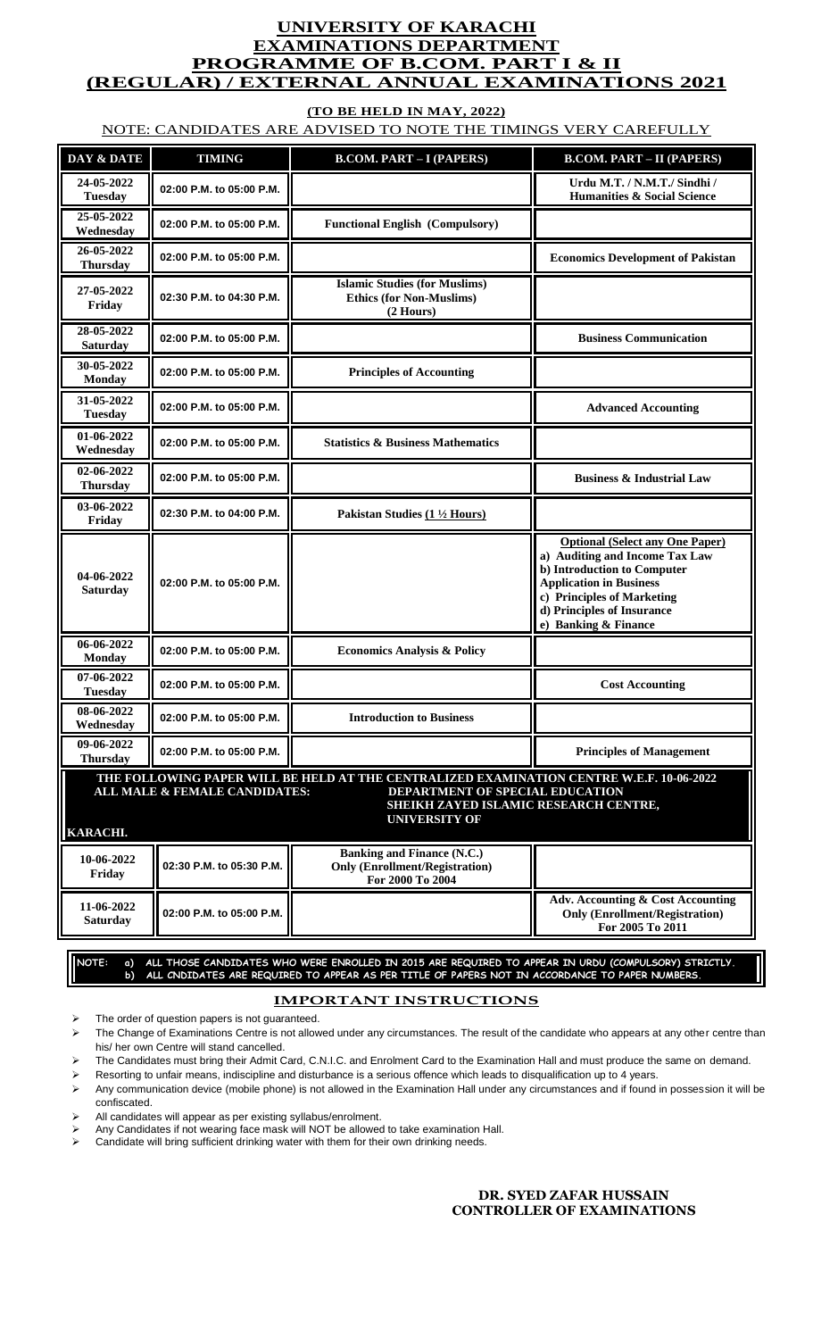# UNIVERSITY OF KARACHI
## EXAMINATIONS DEPARTMENT
## PROGRAMME OF B.COM. PART I & II
## (REGULAR) / EXTERNAL ANNUAL EXAMINATIONS 2021

**(TO BE HELD IN MAY, 2022)**

NOTE: CANDIDATES ARE ADVISED TO NOTE THE TIMINGS VERY CAREFULLY

| DAY & DATE | TIMING | B.COM. PART – I (PAPERS) | B.COM. PART – II (PAPERS) |
|---|---|---|---|
| **24-05-2022 Tuesday** | 02:00 P.M. to 05:00 P.M. | | **Urdu M.T. / N.M.T./ Sindhi / Humanities & Social Science** |
| **25-05-2022 Wednesday** | 02:00 P.M. to 05:00 P.M. | **Functional English (Compulsory)** | |
| **26-05-2022 Thursday** | 02:00 P.M. to 05:00 P.M. | | **Economics Development of Pakistan** |
| **27-05-2022 Friday** | 02:30 P.M. to 04:30 P.M. | **Islamic Studies (for Muslims) Ethics (for Non-Muslims) (2 Hours)** | |
| **28-05-2022 Saturday** | 02:00 P.M. to 05:00 P.M. | | **Business Communication** |
| **30-05-2022 Monday** | 02:00 P.M. to 05:00 P.M. | **Principles of Accounting** | |
| **31-05-2022 Tuesday** | 02:00 P.M. to 05:00 P.M. | | **Advanced Accounting** |
| **01-06-2022 Wednesday** | 02:00 P.M. to 05:00 P.M. | **Statistics & Business Mathematics** | |
| **02-06-2022 Thursday** | 02:00 P.M. to 05:00 P.M. | | **Business & Industrial Law** |
| **03-06-2022 Friday** | 02:30 P.M. to 04:00 P.M. | **Pakistan Studies (1 ½ Hours)** | |
| **04-06-2022 Saturday** | 02:00 P.M. to 05:00 P.M. | | **Optional (Select any One Paper)** **a) Auditing and Income Tax Law** **b) Introduction to Computer Application in Business** **c) Principles of Marketing** **d) Principles of Insurance** **e) Banking & Finance** |
| **06-06-2022 Monday** | 02:00 P.M. to 05:00 P.M. | **Economics Analysis & Policy** | |
| **07-06-2022 Tuesday** | 02:00 P.M. to 05:00 P.M. | | **Cost Accounting** |
| **08-06-2022 Wednesday** | 02:00 P.M. to 05:00 P.M. | **Introduction to Business** | |
| **09-06-2022 Thursday** | 02:00 P.M. to 05:00 P.M. | | **Principles of Management** |
| **THE FOLLOWING PAPER WILL BE HELD AT THE CENTRALIZED EXAMINATION CENTRE W.E.F. 10-06-2022 ALL MALE & FEMALE CANDIDATES: DEPARTMENT OF SPECIAL EDUCATION SHEIKH ZAYED ISLAMIC RESEARCH CENTRE, UNIVERSITY OF KARACHI.** | | | |
| **10-06-2022 Friday** | 02:30 P.M. to 05:30 P.M. | **Banking and Finance (N.C.) Only (Enrollment/Registration) For 2000 To 2004** | |
| **11-06-2022 Saturday** | 02:00 P.M. to 05:00 P.M. | | **Adv. Accounting & Cost Accounting Only (Enrollment/Registration) For 2005 To 2011** |

**NOTE: a) ALL THOSE CANDIDATES WHO WERE ENROLLED IN 2015 ARE REQUIRED TO APPEAR IN URDU (COMPULSORY) STRICTLY.**
**b) ALL CNDIDATES ARE REQUIRED TO APPEAR AS PER TITLE OF PAPERS NOT IN ACCORDANCE TO PAPER NUMBERS.**

## IMPORTANT INSTRUCTIONS

- The order of question papers is not guaranteed.
- The Change of Examinations Centre is not allowed under any circumstances. The result of the candidate who appears at any other centre than his/ her own Centre will stand cancelled.
- The Candidates must bring their Admit Card, C.N.I.C. and Enrolment Card to the Examination Hall and must produce the same on demand.
- Resorting to unfair means, indiscipline and disturbance is a serious offence which leads to disqualification up to 4 years.
- Any communication device (mobile phone) is not allowed in the Examination Hall under any circumstances and if found in possession it will be confiscated.
- All candidates will appear as per existing syllabus/enrolment.
- Any Candidates if not wearing face mask will NOT be allowed to take examination Hall.
- Candidate will bring sufficient drinking water with them for their own drinking needs.

**DR. SYED ZAFAR HUSSAIN**
**CONTROLLER OF EXAMINATIONS**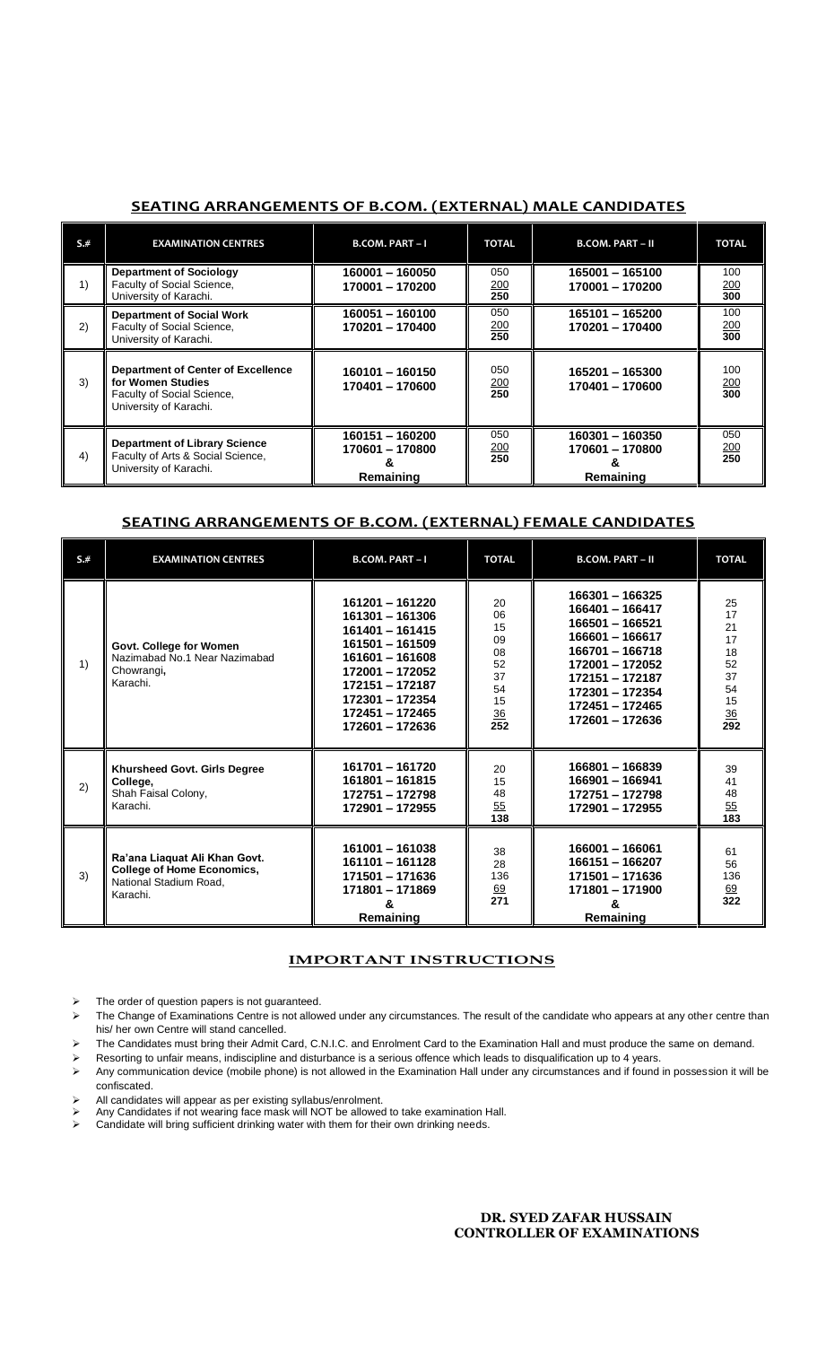## SEATING ARRANGEMENTS OF B.COM. (EXTERNAL) MALE CANDIDATES

| S.# | EXAMINATION CENTRES | B.COM. PART – I | TOTAL | B.COM. PART – II | TOTAL |
|---|---|---|---|---|---|
| 1) | **Department of Sociology** Faculty of Social Science, University of Karachi. | **160001 – 160050** **170001 – 170200** | 050 200 **250** | **165001 – 165100** **170001 – 170200** | 100 200 **300** |
| 2) | **Department of Social Work** Faculty of Social Science, University of Karachi. | **160051 – 160100** **170201 – 170400** | 050 200 **250** | **165101 – 165200** **170201 – 170400** | 100 200 **300** |
| 3) | **Department of Center of Excellence for Women Studies** Faculty of Social Science, University of Karachi. | **160101 – 160150** **170401 – 170600** | 050 200 **250** | **165201 – 165300** **170401 – 170600** | 100 200 **300** |
| 4) | **Department of Library Science** Faculty of Arts & Social Science, University of Karachi. | **160151 – 160200** **170601 – 170800** **&** **Remaining** | 050 200 **250** | **160301 – 160350** **170601 – 170800** **&** **Remaining** | 050 200 **250** |

## SEATING ARRANGEMENTS OF B.COM. (EXTERNAL) FEMALE CANDIDATES

| S.# | EXAMINATION CENTRES | B.COM. PART – I | TOTAL | B.COM. PART – II | TOTAL |
|---|---|---|---|---|---|
| 1) | **Govt. College for Women** Nazimabad No.1 Near Nazimabad Chowrangi**,** Karachi. | **161201 – 161220** **161301 – 161306** **161401 – 161415** **161501 – 161509** **161601 – 161608** **172001 – 172052** **172151 – 172187** **172301 – 172354** **172451 – 172465** **172601 – 172636** | 20 06 15 09 08 52 37 54 15 36 **252** | **166301 – 166325** **166401 – 166417** **166501 – 166521** **166601 – 166617** **166701 – 166718** **172001 – 172052** **172151 – 172187** **172301 – 172354** **172451 – 172465** **172601 – 172636** | 25 17 21 17 18 52 37 54 15 36 **292** |
| 2) | **Khursheed Govt. Girls Degree College,** Shah Faisal Colony, Karachi. | **161701 – 161720** **161801 – 161815** **172751 – 172798** **172901 – 172955** | 20 15 48 55 **138** | **166801 – 166839** **166901 – 166941** **172751 – 172798** **172901 – 172955** | 39 41 48 55 **183** |
| 3) | **Ra'ana Liaquat Ali Khan Govt. College of Home Economics,** National Stadium Road, Karachi. | **161001 – 161038** **161101 – 161128** **171501 – 171636** **171801 – 171869** **&** **Remaining** | 38 28 136 69 **271** | **166001 – 166061** **166151 – 166207** **171501 – 171636** **171801 – 171900** **&** **Remaining** | 61 56 136 69 **322** |

## IMPORTANT INSTRUCTIONS

- The order of question papers is not guaranteed.
- The Change of Examinations Centre is not allowed under any circumstances. The result of the candidate who appears at any other centre than his/ her own Centre will stand cancelled.
- The Candidates must bring their Admit Card, C.N.I.C. and Enrolment Card to the Examination Hall and must produce the same on demand.
- Resorting to unfair means, indiscipline and disturbance is a serious offence which leads to disqualification up to 4 years.
- Any communication device (mobile phone) is not allowed in the Examination Hall under any circumstances and if found in possession it will be confiscated.
- All candidates will appear as per existing syllabus/enrolment.
- Any Candidates if not wearing face mask will NOT be allowed to take examination Hall.
- Candidate will bring sufficient drinking water with them for their own drinking needs.

**DR. SYED ZAFAR HUSSAIN**
**CONTROLLER OF EXAMINATIONS**